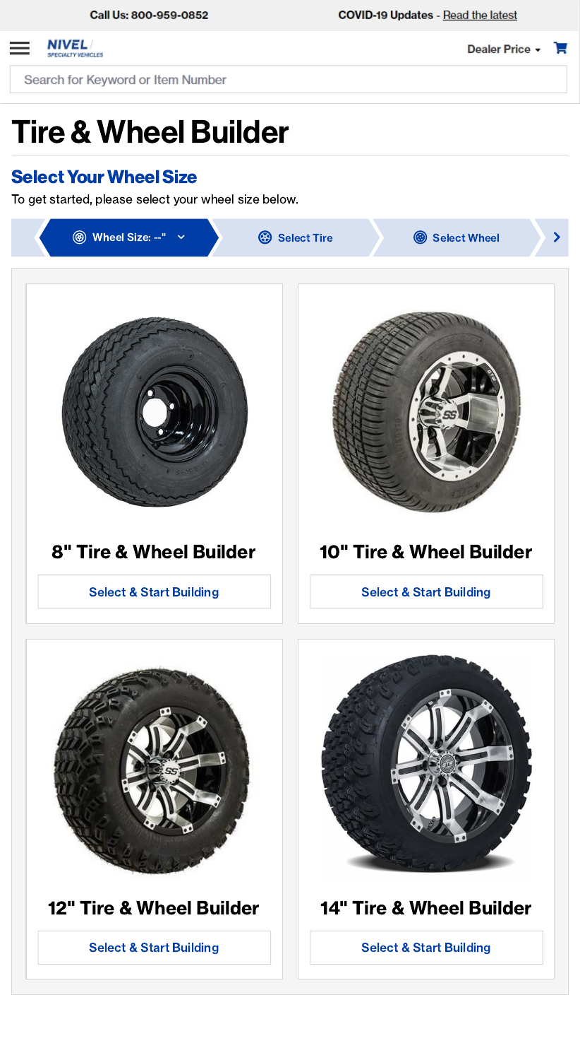Call Us: 800-959-0852

COVID-19 Updates - Read the latest

NIVEL SPECIALTY VEHICLES

Dealer Price

Search for Keyword or Item Number

# Tire & Wheel Builder

## Select Your Wheel Size

To get started, please select your wheel size below.

Wheel Size: --" | Select Tire | Select Wheel

### 8" Tire & Wheel Builder

Select & Start Building

### 10" Tire & Wheel Builder

Select & Start Building

### 12" Tire & Wheel Builder

Select & Start Building

### 14" Tire & Wheel Builder

Select & Start Building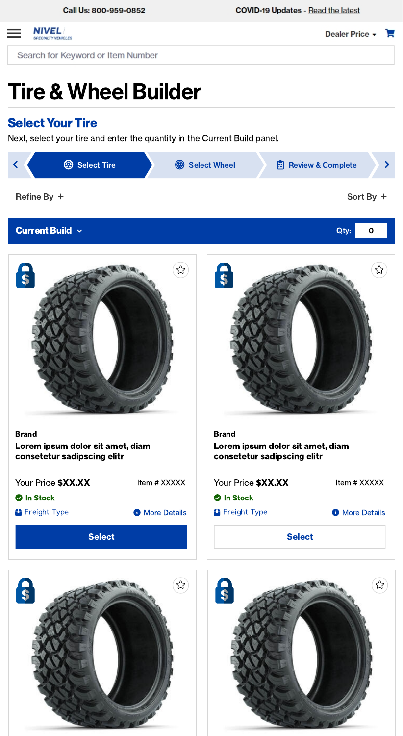Call Us: 800-959-0852

COVID-19 Updates - Read the latest

NIVEL SPECIALTY VEHICLES

Dealer Price

Search for Keyword or Item Number

# Tire & Wheel Builder

## Select Your Tire

Next, select your tire and enter the quantity in the Current Build panel.

Select Tire | Select Wheel | Review & Complete

Refine By +

Sort By +

**Current Build**

Qty: 0

**Brand**

**Lorem ipsum dolor sit amet, diam consetetur sadipscing elitr**

Your Price **$XX.XX**

Item # XXXXX

**In Stock**

Freight Type

More Details

**Select**

**Brand**

**Lorem ipsum dolor sit amet, diam consetetur sadipscing elitr**

Your Price **$XX.XX**

Item # XXXXX

**In Stock**

Freight Type

More Details

**Select**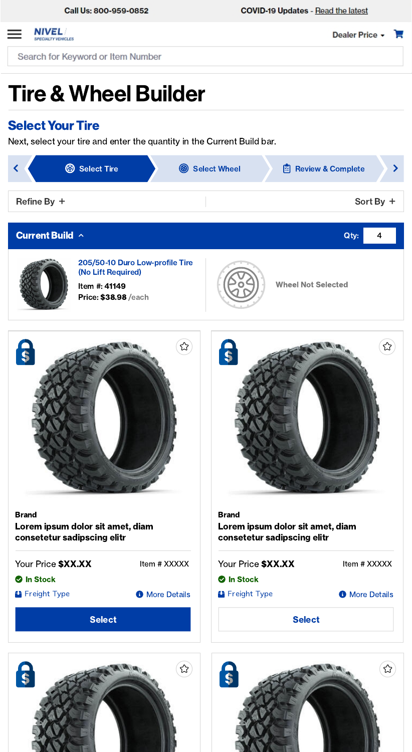Call Us: 800-959-0852 COVID-19 Updates - Read the latest

NIVEL SPECIALTY VEHICLES

Dealer Price

Search for Keyword or Item Number

# Tire & Wheel Builder

## Select Your Tire

Next, select your tire and enter the quantity in the Current Build bar.

Select Tire | Select Wheel | Review & Complete

Refine By + | Sort By +

**Current Build** Qty: 4

205/50-10 Duro Low-profile Tire (No Lift Required)
**Item #: 41149**
**Price: $38.98** /each

Wheel Not Selected

**Brand**
**Lorem ipsum dolor sit amet, diam consetetur sadipscing elitr**

Your Price **$XX.XX** Item # XXXXX
**In Stock**
Freight Type More Details

**Select**

**Brand**
**Lorem ipsum dolor sit amet, diam consetetur sadipscing elitr**

Your Price **$XX.XX** Item # XXXXX
**In Stock**
Freight Type More Details

**Select**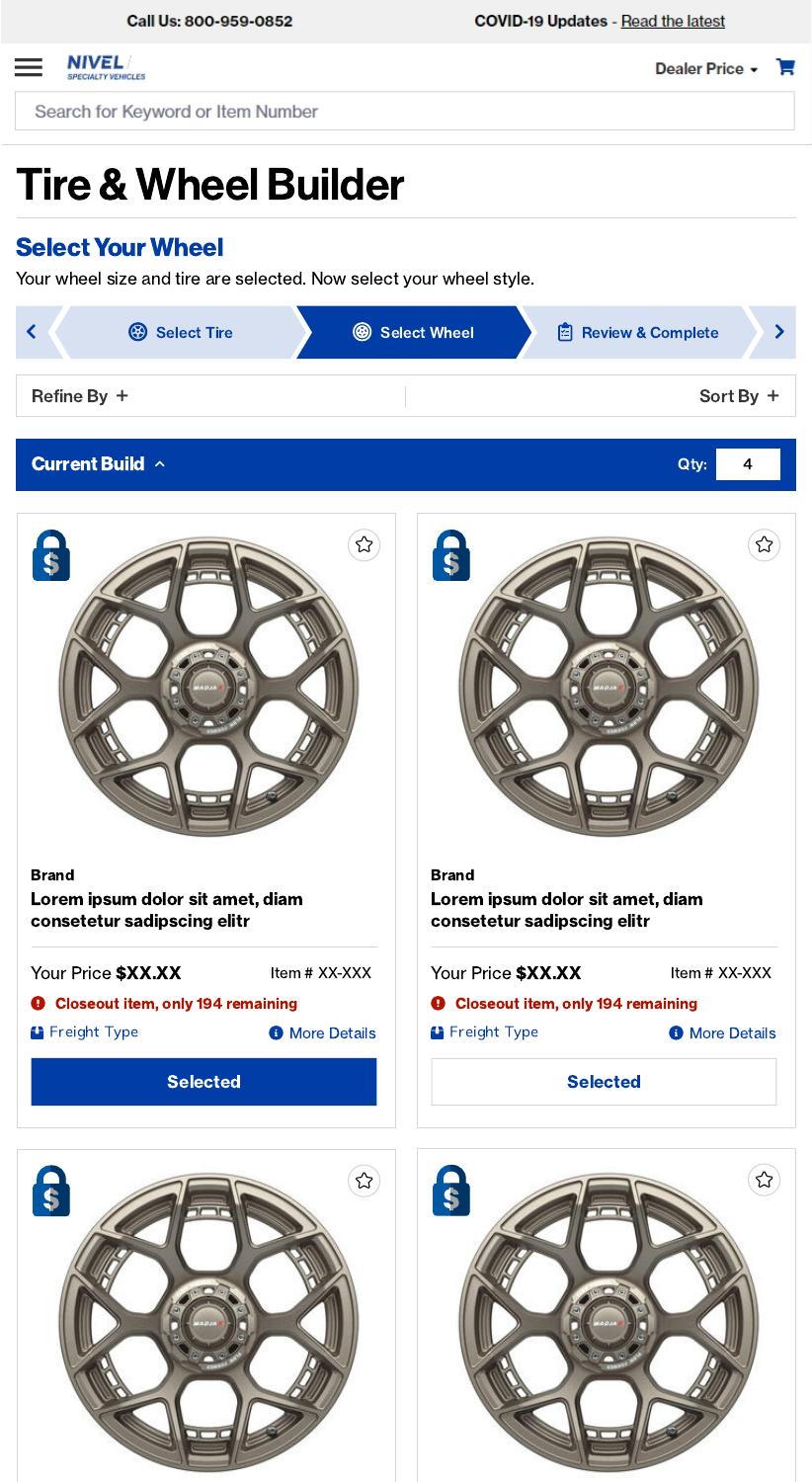Call Us: 800-959-0852

COVID-19 Updates - Read the latest

NIVEL SPECIALTY VEHICLES

Dealer Price

Search for Keyword or Item Number

# Tire & Wheel Builder

## Select Your Wheel

Your wheel size and tire are selected. Now select your wheel style.

Select Tire | Select Wheel | Review & Complete

Refine By +

Sort By +

**Current Build**

Qty: 4

**Brand**

**Lorem ipsum dolor sit amet, diam consetetur sadipscing elitr**

Your Price **$XX.XX**

Item # XX-XXX

Closeout item, only 194 remaining

Freight Type

More Details

**Selected**

**Brand**

**Lorem ipsum dolor sit amet, diam consetetur sadipscing elitr**

Your Price **$XX.XX**

Item # XX-XXX

Closeout item, only 194 remaining

Freight Type

More Details

**Selected**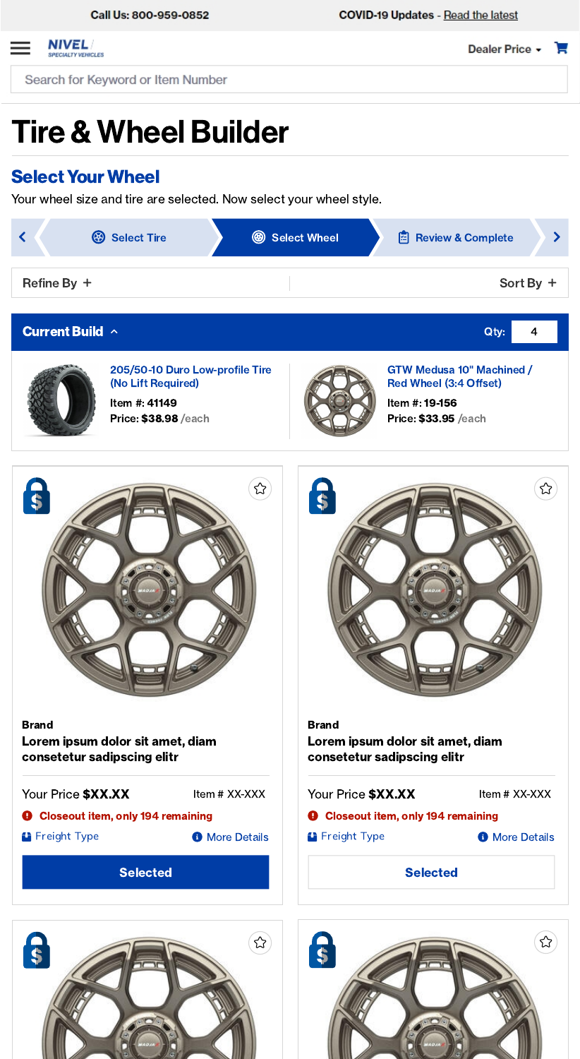Call Us: 800-959-0852

COVID-19 Updates - Read the latest

NIVEL SPECIALTY VEHICLES

Dealer Price

Search for Keyword or Item Number

# Tire & Wheel Builder

## Select Your Wheel

Your wheel size and tire are selected. Now select your wheel style.

Select Tire | Select Wheel | Review & Complete

Refine By +

Sort By +

**Current Build** ^ Qty: 4

**205/50-10 Duro Low-profile Tire (No Lift Required)**
**Item #: 41149**
**Price: $38.98** /each

**GTW Medusa 10" Machined / Red Wheel (3:4 Offset)**
**Item #: 19-156**
**Price: $33.95** /each

**Brand**
**Lorem ipsum dolor sit amet, diam consetetur sadipscing elitr**

Your Price **$XX.XX** Item # XX-XXX

**Closeout item, only 194 remaining**

Freight Type

More Details

**Selected**

**Brand**
**Lorem ipsum dolor sit amet, diam consetetur sadipscing elitr**

Your Price **$XX.XX** Item # XX-XXX

**Closeout item, only 194 remaining**

Freight Type

More Details

**Selected**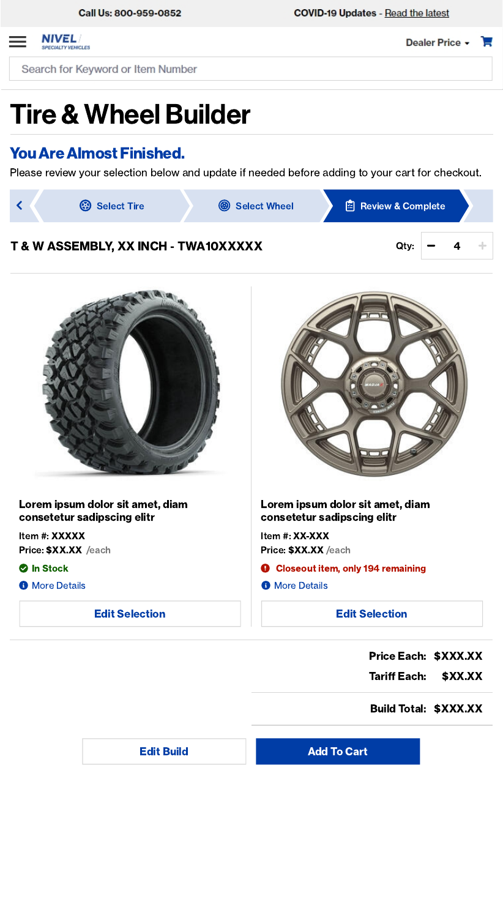Call Us: 800-959-0852

COVID-19 Updates - Read the latest

NIVEL SPECIALTY VEHICLES

Dealer Price

Search for Keyword or Item Number

# Tire & Wheel Builder

## You Are Almost Finished.

Please review your selection below and update if needed before adding to your cart for checkout.

Select Tire | Select Wheel | **Review & Complete**

**T & W ASSEMBLY, XX INCH - TWA10XXXXX**

Qty: − 4 +

**Lorem ipsum dolor sit amet, diam consetetur sadipscing elitr**

Item #: **XXXXX**

Price: **$XX.XX** /each

In Stock

More Details

Edit Selection

**Lorem ipsum dolor sit amet, diam consetetur sadipscing elitr**

Item #: **XX-XXX**

Price: **$XX.XX** /each

Closeout item, only 194 remaining

More Details

Edit Selection

**Price Each:** **$XXX.XX**

**Tariff Each:** **$XX.XX**

**Build Total:** **$XXX.XX**

Edit Build

Add To Cart